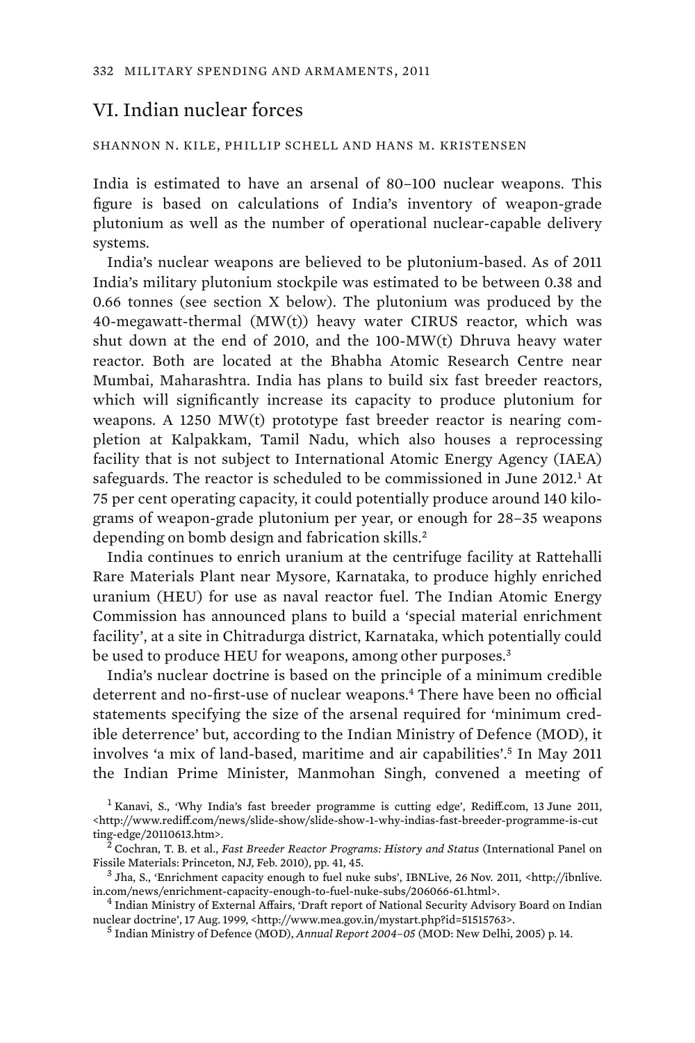## VI. Indian nuclear forces

SHANNON N. KILE, PHILLIP SCHELL AND HANS M. KRISTENSEN

India is estimated to have an arsenal of 80–100 nuclear weapons. This figure is based on calculations of India's inventory of weapon-grade plutonium as well as the number of operational nuclear-capable delivery systems.

India's nuclear weapons are believed to be plutonium-based. As of 2011 India's military plutonium stockpile was estimated to be between 0.38 and 0.66 tonnes (see section X below). The plutonium was produced by the 40-megawatt-thermal (MW(t)) heavy water CIRUS reactor, which was shut down at the end of 2010, and the 100-MW(t) Dhruva heavy water reactor. Both are located at the Bhabha Atomic Research Centre near Mumbai, Maharashtra. India has plans to build six fast breeder reactors, which will significantly increase its capacity to produce plutonium for weapons. A 1250 MW(t) prototype fast breeder reactor is nearing completion at Kalpakkam, Tamil Nadu, which also houses a reprocessing facility that is not subject to International Atomic Energy Agency (IAEA) safeguards. The reactor is scheduled to be commissioned in June 2012.[1] At 75 per cent operating capacity, it could potentially produce around 140 kilograms of weapon-grade plutonium per year, or enough for 28–35 weapons depending on bomb design and fabrication skills.[2]

India continues to enrich uranium at the centrifuge facility at Rattehalli Rare Materials Plant near Mysore, Karnataka, to produce highly enriched uranium (HEU) for use as naval reactor fuel. The Indian Atomic Energy Commission has announced plans to build a 'special material enrichment facility', at a site in Chitradurga district, Karnataka, which potentially could be used to produce HEU for weapons, among other purposes.[3]

India's nuclear doctrine is based on the principle of a minimum credible deterrent and no-first-use of nuclear weapons.[4] There have been no official statements specifying the size of the arsenal required for 'minimum credible deterrence' but, according to the Indian Ministry of Defence (MOD), it involves 'a mix of land-based, maritime and air capabilities'.[5] In May 2011 the Indian Prime Minister, Manmohan Singh, convened a meeting of

[1] Kanavi, S., 'Why India's fast breeder programme is cutting edge', Rediff.com, 13 June 2011, <http://www.rediff.com/news/slide-show/slide-show-1-why-indias-fast-breeder-programme-is-cutting-edge/20110613.htm>.

[2] Cochran, T. B. et al., *Fast Breeder Reactor Programs: History and Status* (International Panel on Fissile Materials: Princeton, NJ, Feb. 2010), pp. 41, 45.

[3] Jha, S., 'Enrichment capacity enough to fuel nuke subs', IBNLive, 26 Nov. 2011, <http://ibnlive.in.com/news/enrichment-capacity-enough-to-fuel-nuke-subs/206066-61.html>.

[4] Indian Ministry of External Affairs, 'Draft report of National Security Advisory Board on Indian nuclear doctrine', 17 Aug. 1999, <http://www.mea.gov.in/mystart.php?id=51515763>.

[5] Indian Ministry of Defence (MOD), *Annual Report 2004–05* (MOD: New Delhi, 2005) p. 14.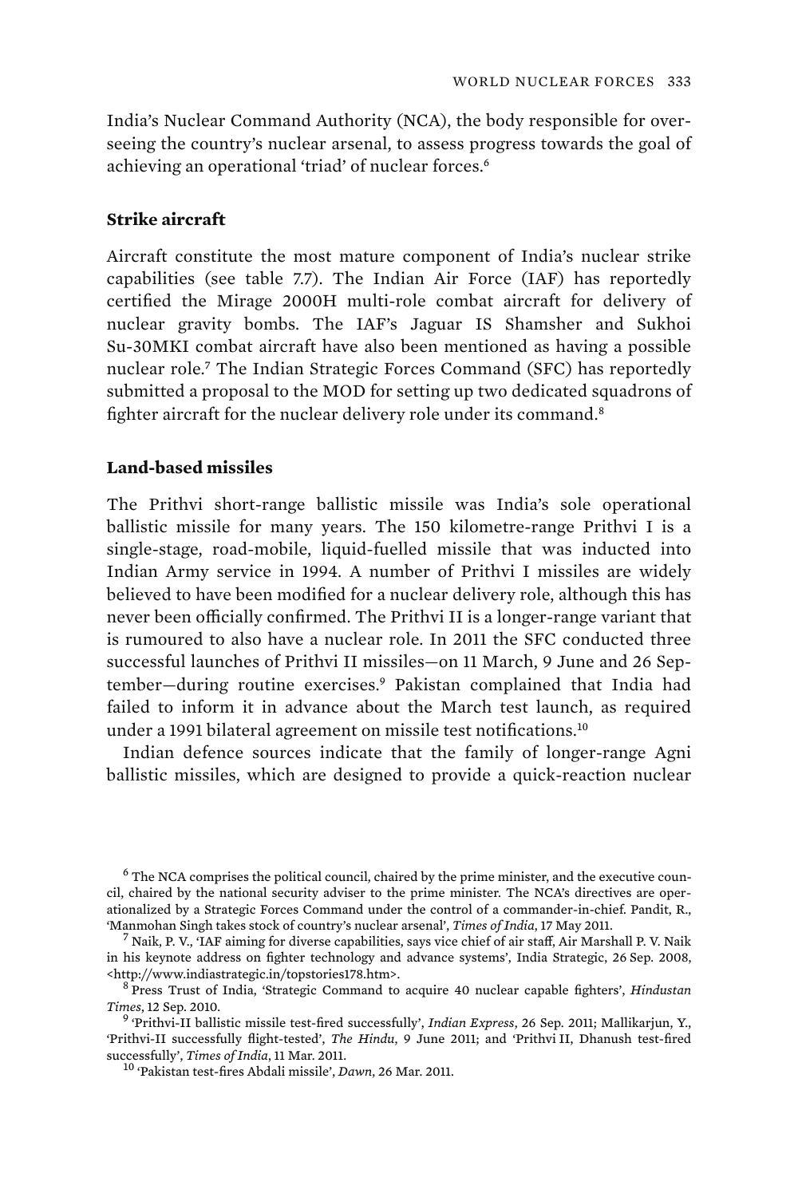India's Nuclear Command Authority (NCA), the body responsible for overseeing the country's nuclear arsenal, to assess progress towards the goal of achieving an operational 'triad' of nuclear forces.[6]

### Strike aircraft

Aircraft constitute the most mature component of India's nuclear strike capabilities (see table 7.7). The Indian Air Force (IAF) has reportedly certified the Mirage 2000H multi-role combat aircraft for delivery of nuclear gravity bombs. The IAF's Jaguar IS Shamsher and Sukhoi Su-30MKI combat aircraft have also been mentioned as having a possible nuclear role.[7] The Indian Strategic Forces Command (SFC) has reportedly submitted a proposal to the MOD for setting up two dedicated squadrons of fighter aircraft for the nuclear delivery role under its command.[8]

### Land-based missiles

The Prithvi short-range ballistic missile was India's sole operational ballistic missile for many years. The 150 kilometre-range Prithvi I is a single-stage, road-mobile, liquid-fuelled missile that was inducted into Indian Army service in 1994. A number of Prithvi I missiles are widely believed to have been modified for a nuclear delivery role, although this has never been officially confirmed. The Prithvi II is a longer-range variant that is rumoured to also have a nuclear role. In 2011 the SFC conducted three successful launches of Prithvi II missiles—on 11 March, 9 June and 26 September—during routine exercises.[9] Pakistan complained that India had failed to inform it in advance about the March test launch, as required under a 1991 bilateral agreement on missile test notifications.[10]

Indian defence sources indicate that the family of longer-range Agni ballistic missiles, which are designed to provide a quick-reaction nuclear

---

[6] The NCA comprises the political council, chaired by the prime minister, and the executive council, chaired by the national security adviser to the prime minister. The NCA's directives are operationalized by a Strategic Forces Command under the control of a commander-in-chief. Pandit, R., 'Manmohan Singh takes stock of country's nuclear arsenal', *Times of India*, 17 May 2011.

[7] Naik, P. V., 'IAF aiming for diverse capabilities, says vice chief of air staff, Air Marshall P. V. Naik in his keynote address on fighter technology and advance systems', India Strategic, 26 Sep. 2008, <http://www.indiastrategic.in/topstories178.htm>.

[8] Press Trust of India, 'Strategic Command to acquire 40 nuclear capable fighters', *Hindustan Times*, 12 Sep. 2010.

[9] 'Prithvi-II ballistic missile test-fired successfully', *Indian Express*, 26 Sep. 2011; Mallikarjun, Y., 'Prithvi-II successfully flight-tested', *The Hindu*, 9 June 2011; and 'Prithvi II, Dhanush test-fired successfully', *Times of India*, 11 Mar. 2011.

[10] 'Pakistan test-fires Abdali missile', *Dawn*, 26 Mar. 2011.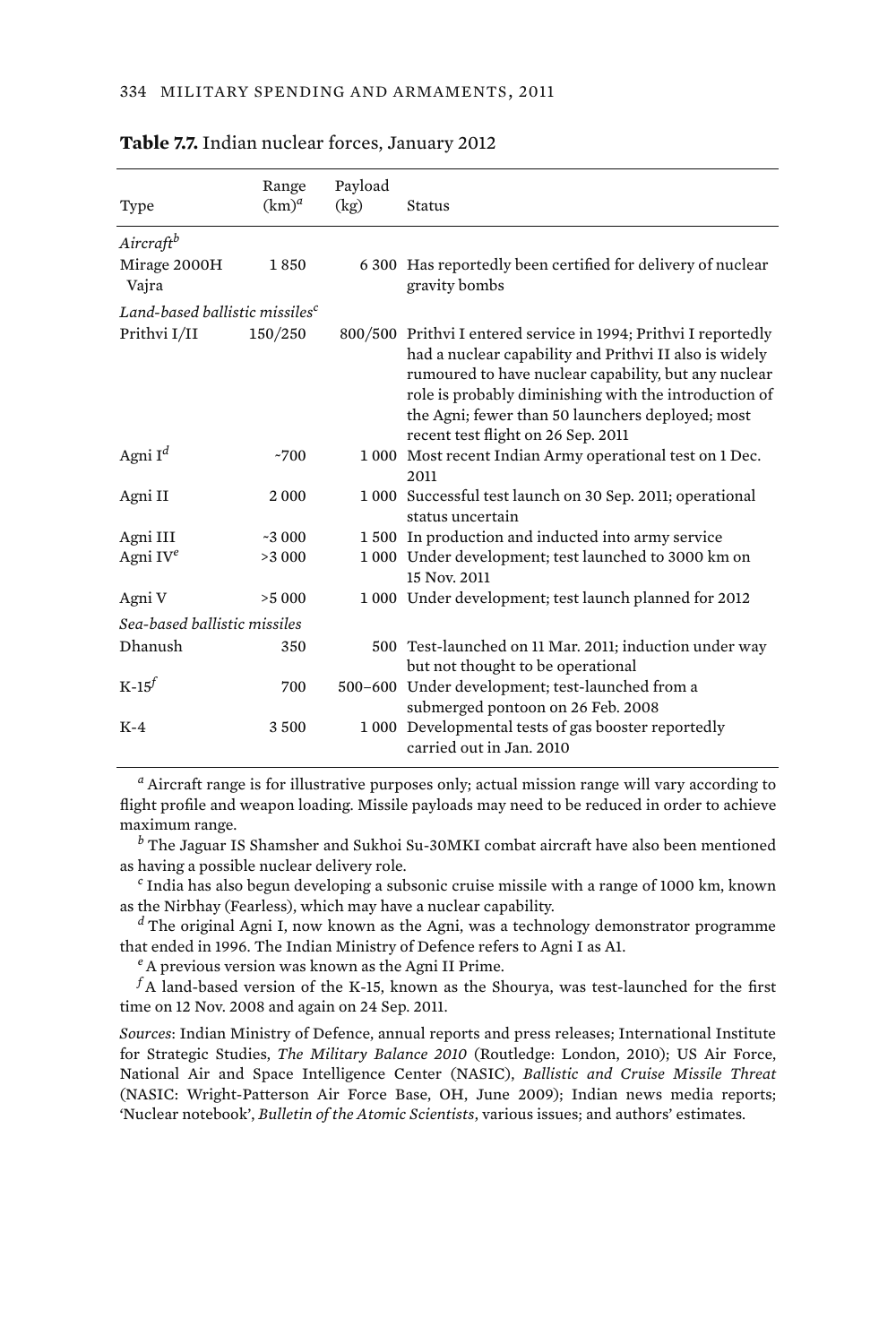**Table 7.7.** Indian nuclear forces, January 2012

| Type | Range (km)[a] | Payload (kg) | Status |
|---|---|---|---|
| *Aircraft*[b] | | | |
| Mirage 2000H Vajra | 1 850 | 6 300 | Has reportedly been certified for delivery of nuclear gravity bombs |
| *Land-based ballistic missiles*[c] | | | |
| Prithvi I/II | 150/250 | 800/500 | Prithvi I entered service in 1994; Prithvi I reportedly had a nuclear capability and Prithvi II also is widely rumoured to have nuclear capability, but any nuclear role is probably diminishing with the introduction of the Agni; fewer than 50 launchers deployed; most recent test flight on 26 Sep. 2011 |
| Agni I[d] | ~700 | 1 000 | Most recent Indian Army operational test on 1 Dec. 2011 |
| Agni II | 2 000 | 1 000 | Successful test launch on 30 Sep. 2011; operational status uncertain |
| Agni III | ~3 000 | 1 500 | In production and inducted into army service |
| Agni IV[e] | >3 000 | 1 000 | Under development; test launched to 3000 km on 15 Nov. 2011 |
| Agni V | >5 000 | 1 000 | Under development; test launch planned for 2012 |
| *Sea-based ballistic missiles* | | | |
| Dhanush | 350 | 500 | Test-launched on 11 Mar. 2011; induction under way but not thought to be operational |
| K-15[f] | 700 | 500–600 | Under development; test-launched from a submerged pontoon on 26 Feb. 2008 |
| K-4 | 3 500 | 1 000 | Developmental tests of gas booster reportedly carried out in Jan. 2010 |

[a] Aircraft range is for illustrative purposes only; actual mission range will vary according to flight profile and weapon loading. Missile payloads may need to be reduced in order to achieve maximum range.

[b] The Jaguar IS Shamsher and Sukhoi Su-30MKI combat aircraft have also been mentioned as having a possible nuclear delivery role.

[c] India has also begun developing a subsonic cruise missile with a range of 1000 km, known as the Nirbhay (Fearless), which may have a nuclear capability.

[d] The original Agni I, now known as the Agni, was a technology demonstrator programme that ended in 1996. The Indian Ministry of Defence refers to Agni I as A1.

[e] A previous version was known as the Agni II Prime.

[f] A land-based version of the K-15, known as the Shourya, was test-launched for the first time on 12 Nov. 2008 and again on 24 Sep. 2011.

*Sources*: Indian Ministry of Defence, annual reports and press releases; International Institute for Strategic Studies, *The Military Balance 2010* (Routledge: London, 2010); US Air Force, National Air and Space Intelligence Center (NASIC), *Ballistic and Cruise Missile Threat* (NASIC: Wright-Patterson Air Force Base, OH, June 2009); Indian news media reports; 'Nuclear notebook', *Bulletin of the Atomic Scientists*, various issues; and authors' estimates.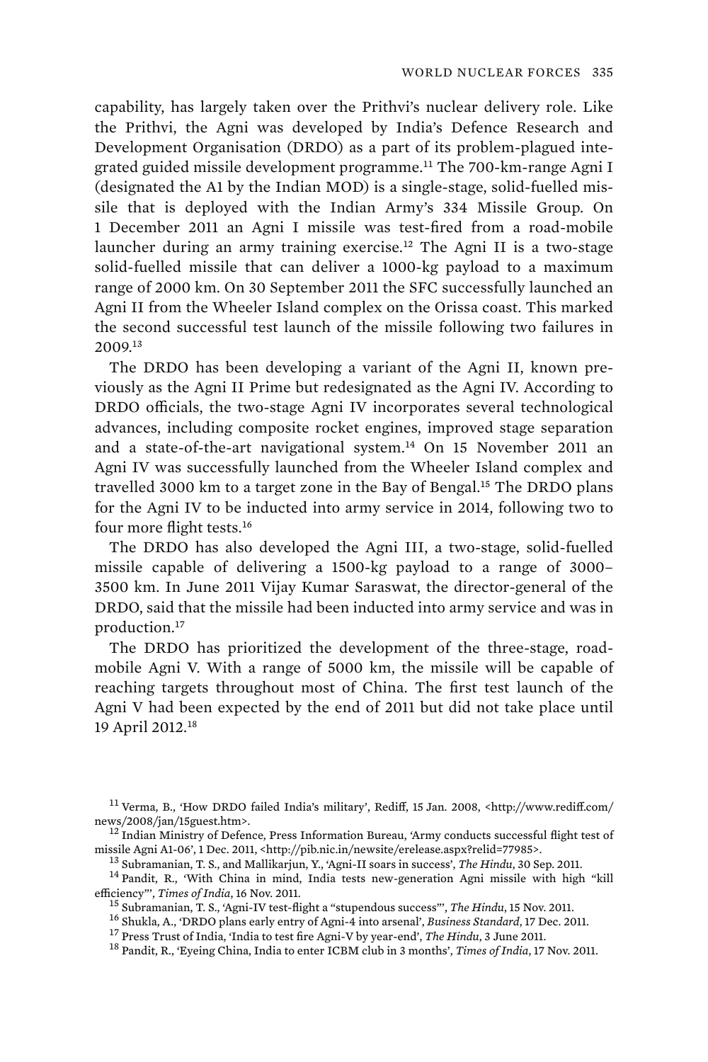capability, has largely taken over the Prithvi's nuclear delivery role. Like the Prithvi, the Agni was developed by India's Defence Research and Development Organisation (DRDO) as a part of its problem-plagued integrated guided missile development programme.[11] The 700-km-range Agni I (designated the A1 by the Indian MOD) is a single-stage, solid-fuelled missile that is deployed with the Indian Army's 334 Missile Group. On 1 December 2011 an Agni I missile was test-fired from a road-mobile launcher during an army training exercise.[12] The Agni II is a two-stage solid-fuelled missile that can deliver a 1000-kg payload to a maximum range of 2000 km. On 30 September 2011 the SFC successfully launched an Agni II from the Wheeler Island complex on the Orissa coast. This marked the second successful test launch of the missile following two failures in 2009.[13]

The DRDO has been developing a variant of the Agni II, known previously as the Agni II Prime but redesignated as the Agni IV. According to DRDO officials, the two-stage Agni IV incorporates several technological advances, including composite rocket engines, improved stage separation and a state-of-the-art navigational system.[14] On 15 November 2011 an Agni IV was successfully launched from the Wheeler Island complex and travelled 3000 km to a target zone in the Bay of Bengal.[15] The DRDO plans for the Agni IV to be inducted into army service in 2014, following two to four more flight tests.[16]

The DRDO has also developed the Agni III, a two-stage, solid-fuelled missile capable of delivering a 1500-kg payload to a range of 3000–3500 km. In June 2011 Vijay Kumar Saraswat, the director-general of the DRDO, said that the missile had been inducted into army service and was in production.[17]

The DRDO has prioritized the development of the three-stage, road-mobile Agni V. With a range of 5000 km, the missile will be capable of reaching targets throughout most of China. The first test launch of the Agni V had been expected by the end of 2011 but did not take place until 19 April 2012.[18]

---

[11] Verma, B., 'How DRDO failed India's military', Rediff, 15 Jan. 2008, <http://www.rediff.com/news/2008/jan/15guest.htm>.

[12] Indian Ministry of Defence, Press Information Bureau, 'Army conducts successful flight test of missile Agni A1-06', 1 Dec. 2011, <http://pib.nic.in/newsite/erelease.aspx?relid=77985>.

[13] Subramanian, T. S., and Mallikarjun, Y., 'Agni-II soars in success', *The Hindu*, 30 Sep. 2011.

[14] Pandit, R., 'With China in mind, India tests new-generation Agni missile with high "kill efficiency"', *Times of India*, 16 Nov. 2011.

[15] Subramanian, T. S., 'Agni-IV test-flight a "stupendous success"', *The Hindu*, 15 Nov. 2011.

[16] Shukla, A., 'DRDO plans early entry of Agni-4 into arsenal', *Business Standard*, 17 Dec. 2011.

[17] Press Trust of India, 'India to test fire Agni-V by year-end', *The Hindu*, 3 June 2011.

[18] Pandit, R., 'Eyeing China, India to enter ICBM club in 3 months', *Times of India*, 17 Nov. 2011.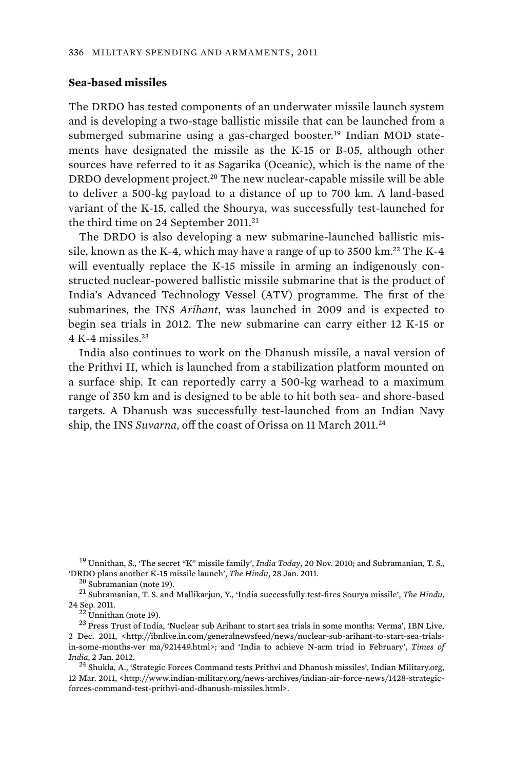### Sea-based missiles

The DRDO has tested components of an underwater missile launch system and is developing a two-stage ballistic missile that can be launched from a submerged submarine using a gas-charged booster.[19] Indian MOD statements have designated the missile as the K-15 or B-05, although other sources have referred to it as Sagarika (Oceanic), which is the name of the DRDO development project.[20] The new nuclear-capable missile will be able to deliver a 500-kg payload to a distance of up to 700 km. A land-based variant of the K-15, called the Shourya, was successfully test-launched for the third time on 24 September 2011.[21]

The DRDO is also developing a new submarine-launched ballistic missile, known as the K-4, which may have a range of up to 3500 km.[22] The K-4 will eventually replace the K-15 missile in arming an indigenously constructed nuclear-powered ballistic missile submarine that is the product of India's Advanced Technology Vessel (ATV) programme. The first of the submarines, the INS *Arihant*, was launched in 2009 and is expected to begin sea trials in 2012. The new submarine can carry either 12 K-15 or 4 K-4 missiles.[23]

India also continues to work on the Dhanush missile, a naval version of the Prithvi II, which is launched from a stabilization platform mounted on a surface ship. It can reportedly carry a 500-kg warhead to a maximum range of 350 km and is designed to be able to hit both sea- and shore-based targets. A Dhanush was successfully test-launched from an Indian Navy ship, the INS *Suvarna*, off the coast of Orissa on 11 March 2011.[24]

---

[19] Unnithan, S., 'The secret "K" missile family', *India Today*, 20 Nov. 2010; and Subramanian, T. S., 'DRDO plans another K-15 missile launch', *The Hindu*, 28 Jan. 2011.

[20] Subramanian (note 19).

[21] Subramanian, T. S. and Mallikarjun, Y., 'India successfully test-fires Sourya missile', *The Hindu*, 24 Sep. 2011.

[22] Unnithan (note 19).

[23] Press Trust of India, 'Nuclear sub Arihant to start sea trials in some months: Verma', IBN Live, 2 Dec. 2011, <http://ibnlive.in.com/generalnewsfeed/news/nuclear-sub-arihant-to-start-sea-trials-in-some-months-ver ma/921449.html>; and 'India to achieve N-arm triad in February', *Times of India*, 2 Jan. 2012.

[24] Shukla, A., 'Strategic Forces Command tests Prithvi and Dhanush missiles', Indian Military.org, 12 Mar. 2011, <http://www.indian-military.org/news-archives/indian-air-force-news/1428-strategic-forces-command-test-prithvi-and-dhanush-missiles.html>.